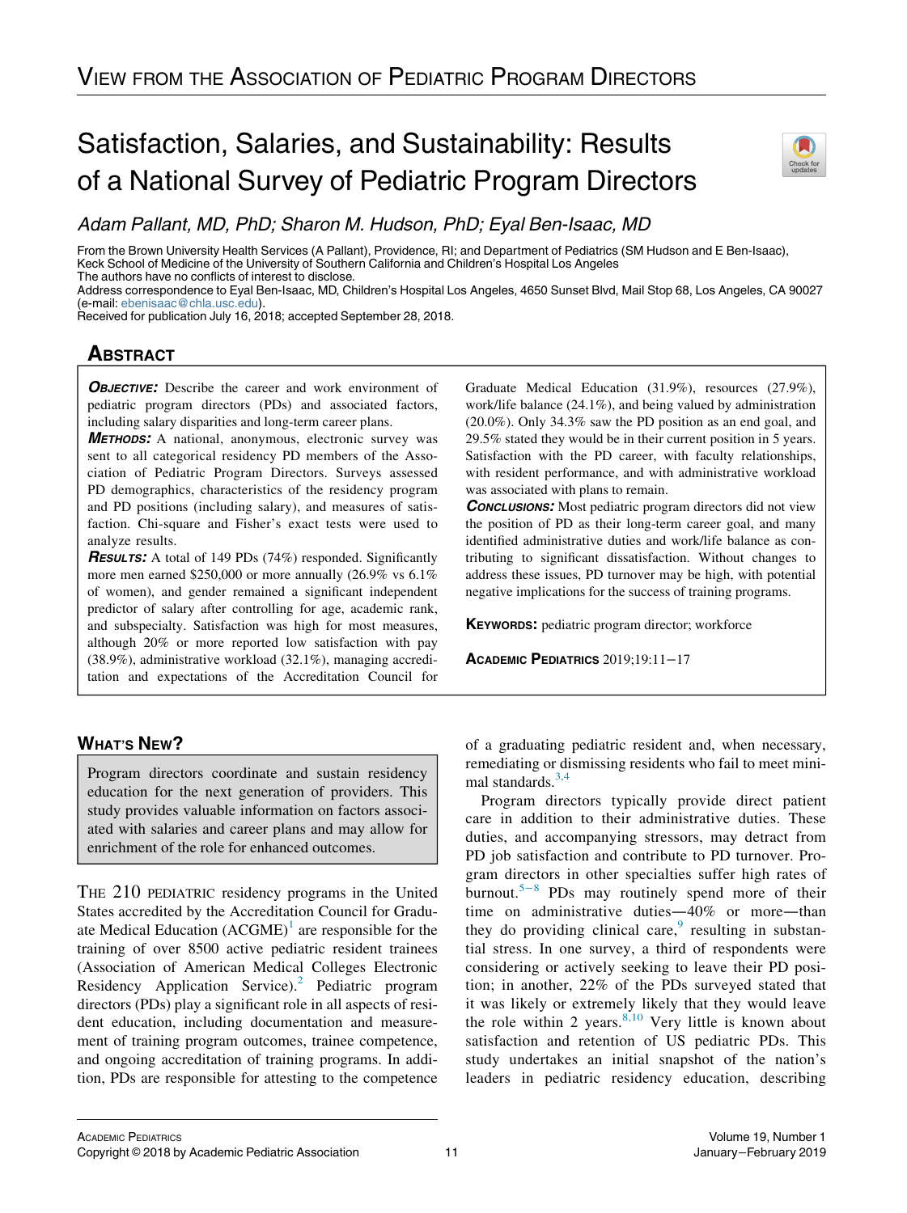View from the Association of Pediatric Program Directors

# Satisfaction, Salaries, and Sustainability: Results of a National Survey of Pediatric Program Directors

*Adam Pallant, MD, PhD; Sharon M. Hudson, PhD; Eyal Ben-Isaac, MD*

From the Brown University Health Services (A Pallant), Providence, RI; and Department of Pediatrics (SM Hudson and E Ben-Isaac), Keck School of Medicine of the University of Southern California and Children's Hospital Los Angeles
The authors have no conflicts of interest to disclose.
Address correspondence to Eyal Ben-Isaac, MD, Children's Hospital Los Angeles, 4650 Sunset Blvd, Mail Stop 68, Los Angeles, CA 90027 (e-mail: ebenisaac@chla.usc.edu).
Received for publication July 16, 2018; accepted September 28, 2018.

## Abstract

***Objective:*** Describe the career and work environment of pediatric program directors (PDs) and associated factors, including salary disparities and long-term career plans.

***Methods:*** A national, anonymous, electronic survey was sent to all categorical residency PD members of the Association of Pediatric Program Directors. Surveys assessed PD demographics, characteristics of the residency program and PD positions (including salary), and measures of satisfaction. Chi-square and Fisher's exact tests were used to analyze results.

***Results:*** A total of 149 PDs (74%) responded. Significantly more men earned $250,000 or more annually (26.9% vs 6.1% of women), and gender remained a significant independent predictor of salary after controlling for age, academic rank, and subspecialty. Satisfaction was high for most measures, although 20% or more reported low satisfaction with pay (38.9%), administrative workload (32.1%), managing accreditation and expectations of the Accreditation Council for Graduate Medical Education (31.9%), resources (27.9%), work/life balance (24.1%), and being valued by administration (20.0%). Only 34.3% saw the PD position as an end goal, and 29.5% stated they would be in their current position in 5 years. Satisfaction with the PD career, with faculty relationships, with resident performance, and with administrative workload was associated with plans to remain.

***Conclusions:*** Most pediatric program directors did not view the position of PD as their long-term career goal, and many identified administrative duties and work/life balance as contributing to significant dissatisfaction. Without changes to address these issues, PD turnover may be high, with potential negative implications for the success of training programs.

**Keywords:** pediatric program director; workforce

## What's New?

Program directors coordinate and sustain residency education for the next generation of providers. This study provides valuable information on factors associated with salaries and career plans and may allow for enrichment of the role for enhanced outcomes.

The 210 pediatric residency programs in the United States accredited by the Accreditation Council for Graduate Medical Education (ACGME)[1] are responsible for the training of over 8500 active pediatric resident trainees (Association of American Medical Colleges Electronic Residency Application Service).[2] Pediatric program directors (PDs) play a significant role in all aspects of resident education, including documentation and measurement of training program outcomes, trainee competence, and ongoing accreditation of training programs. In addition, PDs are responsible for attesting to the competence of a graduating pediatric resident and, when necessary, remediating or dismissing residents who fail to meet minimal standards.[3,4]

Program directors typically provide direct patient care in addition to their administrative duties. These duties, and accompanying stressors, may detract from PD job satisfaction and contribute to PD turnover. Program directors in other specialties suffer high rates of burnout.[5–8] PDs may routinely spend more of their time on administrative duties—40% or more—than they do providing clinical care,[9] resulting in substantial stress. In one survey, a third of respondents were considering or actively seeking to leave their PD position; in another, 22% of the PDs surveyed stated that it was likely or extremely likely that they would leave the role within 2 years.[8,10] Very little is known about satisfaction and retention of US pediatric PDs. This study undertakes an initial snapshot of the nation's leaders in pediatric residency education, describing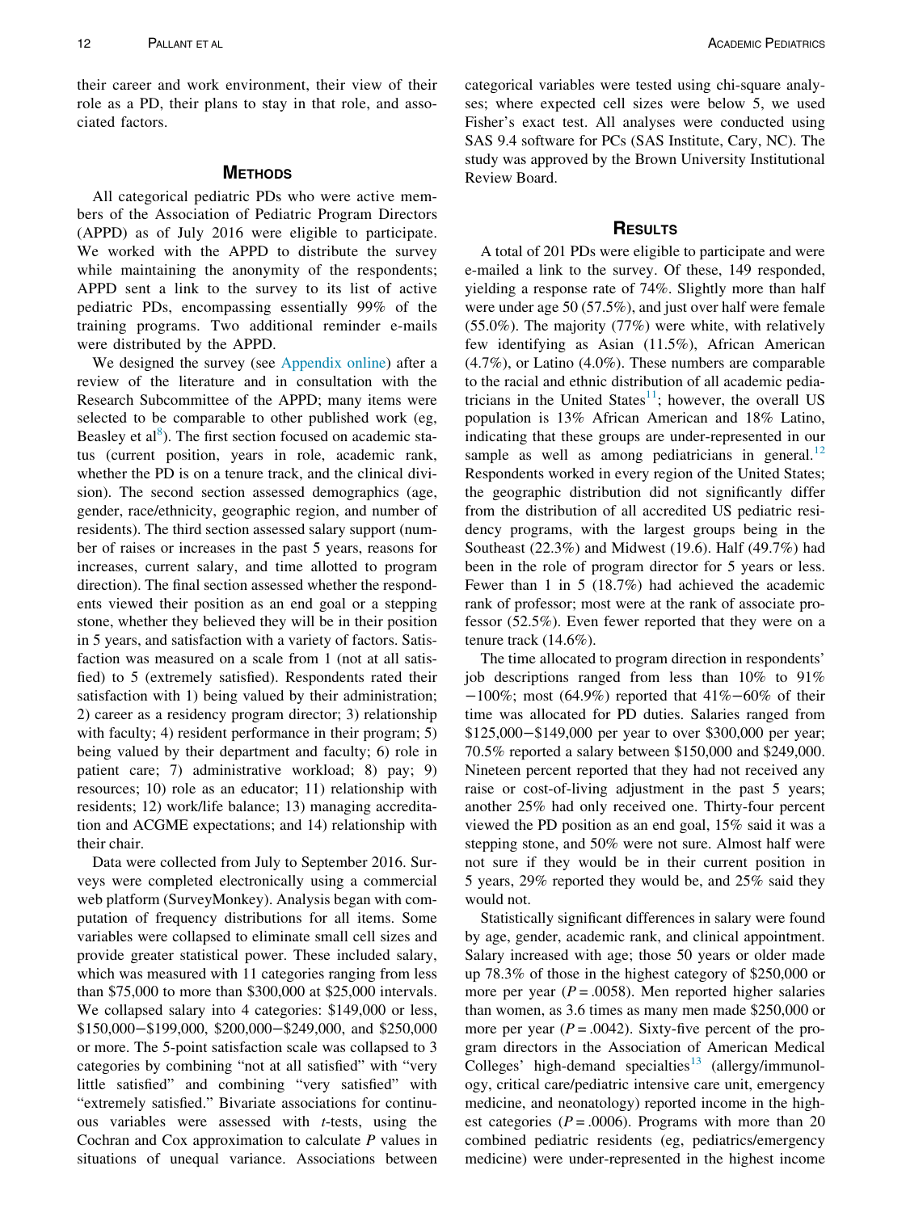their career and work environment, their view of their role as a PD, their plans to stay in that role, and associated factors.

## Methods

All categorical pediatric PDs who were active members of the Association of Pediatric Program Directors (APPD) as of July 2016 were eligible to participate. We worked with the APPD to distribute the survey while maintaining the anonymity of the respondents; APPD sent a link to the survey to its list of active pediatric PDs, encompassing essentially 99% of the training programs. Two additional reminder e-mails were distributed by the APPD.

We designed the survey (see Appendix online) after a review of the literature and in consultation with the Research Subcommittee of the APPD; many items were selected to be comparable to other published work (eg, Beasley et al[8]). The first section focused on academic status (current position, years in role, academic rank, whether the PD is on a tenure track, and the clinical division). The second section assessed demographics (age, gender, race/ethnicity, geographic region, and number of residents). The third section assessed salary support (number of raises or increases in the past 5 years, reasons for increases, current salary, and time allotted to program direction). The final section assessed whether the respondents viewed their position as an end goal or a stepping stone, whether they believed they will be in their position in 5 years, and satisfaction with a variety of factors. Satisfaction was measured on a scale from 1 (not at all satisfied) to 5 (extremely satisfied). Respondents rated their satisfaction with 1) being valued by their administration; 2) career as a residency program director; 3) relationship with faculty; 4) resident performance in their program; 5) being valued by their department and faculty; 6) role in patient care; 7) administrative workload; 8) pay; 9) resources; 10) role as an educator; 11) relationship with residents; 12) work/life balance; 13) managing accreditation and ACGME expectations; and 14) relationship with their chair.

Data were collected from July to September 2016. Surveys were completed electronically using a commercial web platform (SurveyMonkey). Analysis began with computation of frequency distributions for all items. Some variables were collapsed to eliminate small cell sizes and provide greater statistical power. These included salary, which was measured with 11 categories ranging from less than \$75,000 to more than \$300,000 at \$25,000 intervals. We collapsed salary into 4 categories: \$149,000 or less, \$150,000−\$199,000, \$200,000−\$249,000, and \$250,000 or more. The 5-point satisfaction scale was collapsed to 3 categories by combining "not at all satisfied" with "very little satisfied" and combining "very satisfied" with "extremely satisfied." Bivariate associations for continuous variables were assessed with $t$-tests, using the Cochran and Cox approximation to calculate $P$ values in situations of unequal variance. Associations between categorical variables were tested using chi-square analyses; where expected cell sizes were below 5, we used Fisher's exact test. All analyses were conducted using SAS 9.4 software for PCs (SAS Institute, Cary, NC). The study was approved by the Brown University Institutional Review Board.

## Results

A total of 201 PDs were eligible to participate and were e-mailed a link to the survey. Of these, 149 responded, yielding a response rate of 74%. Slightly more than half were under age 50 (57.5%), and just over half were female (55.0%). The majority (77%) were white, with relatively few identifying as Asian (11.5%), African American (4.7%), or Latino (4.0%). These numbers are comparable to the racial and ethnic distribution of all academic pediatricians in the United States[11]; however, the overall US population is 13% African American and 18% Latino, indicating that these groups are under-represented in our sample as well as among pediatricians in general.[12] Respondents worked in every region of the United States; the geographic distribution did not significantly differ from the distribution of all accredited US pediatric residency programs, with the largest groups being in the Southeast (22.3%) and Midwest (19.6). Half (49.7%) had been in the role of program director for 5 years or less. Fewer than 1 in 5 (18.7%) had achieved the academic rank of professor; most were at the rank of associate professor (52.5%). Even fewer reported that they were on a tenure track (14.6%).

The time allocated to program direction in respondents' job descriptions ranged from less than 10% to 91%−100%; most (64.9%) reported that 41%−60% of their time was allocated for PD duties. Salaries ranged from \$125,000−\$149,000 per year to over \$300,000 per year; 70.5% reported a salary between \$150,000 and \$249,000. Nineteen percent reported that they had not received any raise or cost-of-living adjustment in the past 5 years; another 25% had only received one. Thirty-four percent viewed the PD position as an end goal, 15% said it was a stepping stone, and 50% were not sure. Almost half were not sure if they would be in their current position in 5 years, 29% reported they would be, and 25% said they would not.

Statistically significant differences in salary were found by age, gender, academic rank, and clinical appointment. Salary increased with age; those 50 years or older made up 78.3% of those in the highest category of \$250,000 or more per year ($P = .0058$). Men reported higher salaries than women, as 3.6 times as many men made \$250,000 or more per year ($P = .0042$). Sixty-five percent of the program directors in the Association of American Medical Colleges' high-demand specialties[13] (allergy/immunology, critical care/pediatric intensive care unit, emergency medicine, and neonatology) reported income in the highest categories ($P = .0006$). Programs with more than 20 combined pediatric residents (eg, pediatrics/emergency medicine) were under-represented in the highest income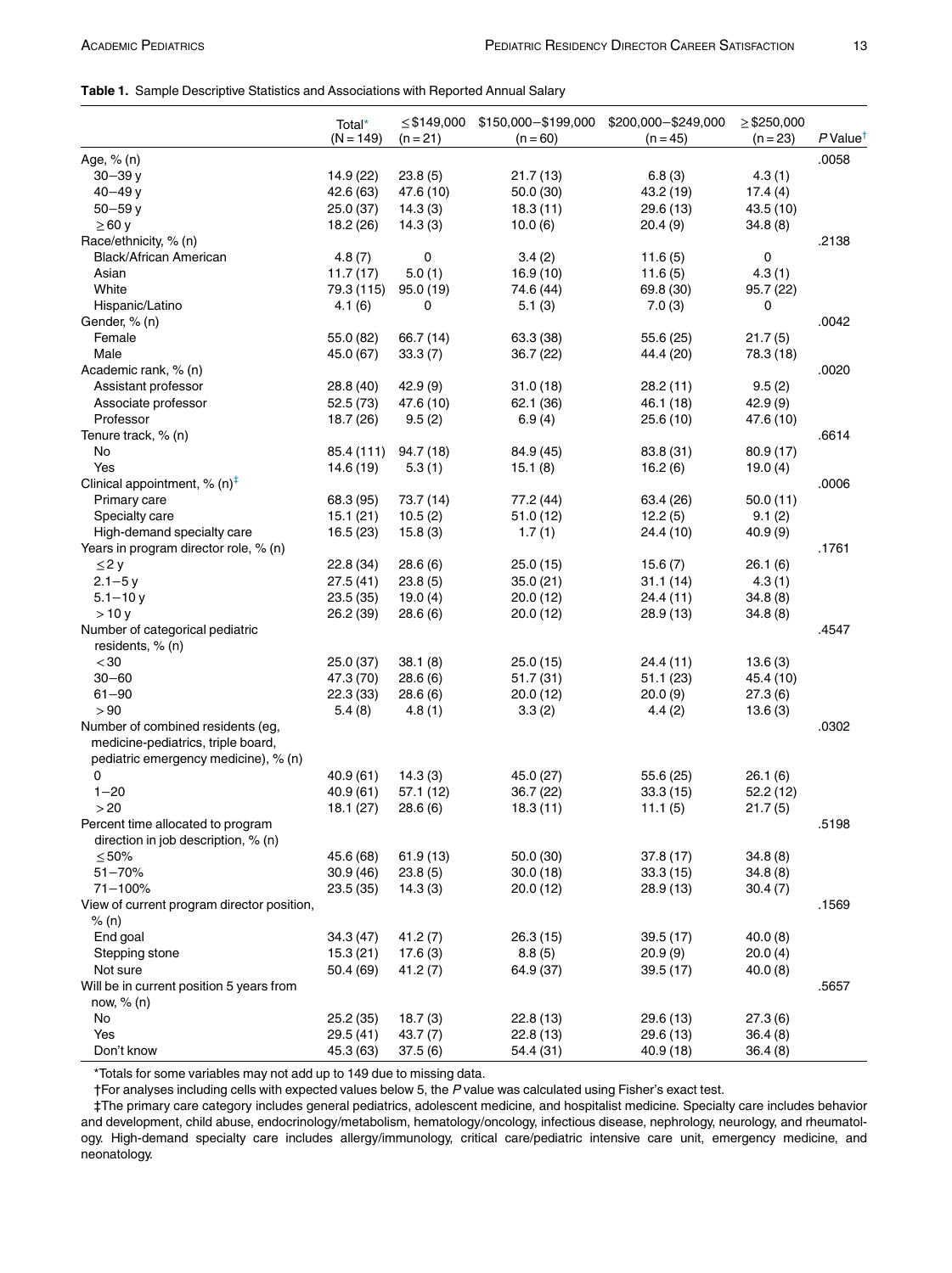**Table 1.** Sample Descriptive Statistics and Associations with Reported Annual Salary

| | Total* (N = 149) | ≤$149,000 (n = 21) | $150,000–$199,000 (n = 60) | $200,000–$249,000 (n = 45) | ≥$250,000 (n = 23) | *P* Value† |
|---|---|---|---|---|---|---|
| Age, % (n) | | | | | | .0058 |
| 30–39 y | 14.9 (22) | 23.8 (5) | 21.7 (13) | 6.8 (3) | 4.3 (1) | |
| 40–49 y | 42.6 (63) | 47.6 (10) | 50.0 (30) | 43.2 (19) | 17.4 (4) | |
| 50–59 y | 25.0 (37) | 14.3 (3) | 18.3 (11) | 29.6 (13) | 43.5 (10) | |
| ≥60 y | 18.2 (26) | 14.3 (3) | 10.0 (6) | 20.4 (9) | 34.8 (8) | |
| Race/ethnicity, % (n) | | | | | | .2138 |
| Black/African American | 4.8 (7) | 0 | 3.4 (2) | 11.6 (5) | 0 | |
| Asian | 11.7 (17) | 5.0 (1) | 16.9 (10) | 11.6 (5) | 4.3 (1) | |
| White | 79.3 (115) | 95.0 (19) | 74.6 (44) | 69.8 (30) | 95.7 (22) | |
| Hispanic/Latino | 4.1 (6) | 0 | 5.1 (3) | 7.0 (3) | 0 | |
| Gender, % (n) | | | | | | .0042 |
| Female | 55.0 (82) | 66.7 (14) | 63.3 (38) | 55.6 (25) | 21.7 (5) | |
| Male | 45.0 (67) | 33.3 (7) | 36.7 (22) | 44.4 (20) | 78.3 (18) | |
| Academic rank, % (n) | | | | | | .0020 |
| Assistant professor | 28.8 (40) | 42.9 (9) | 31.0 (18) | 28.2 (11) | 9.5 (2) | |
| Associate professor | 52.5 (73) | 47.6 (10) | 62.1 (36) | 46.1 (18) | 42.9 (9) | |
| Professor | 18.7 (26) | 9.5 (2) | 6.9 (4) | 25.6 (10) | 47.6 (10) | |
| Tenure track, % (n) | | | | | | .6614 |
| No | 85.4 (111) | 94.7 (18) | 84.9 (45) | 83.8 (31) | 80.9 (17) | |
| Yes | 14.6 (19) | 5.3 (1) | 15.1 (8) | 16.2 (6) | 19.0 (4) | |
| Clinical appointment, % (n)‡ | | | | | | .0006 |
| Primary care | 68.3 (95) | 73.7 (14) | 77.2 (44) | 63.4 (26) | 50.0 (11) | |
| Specialty care | 15.1 (21) | 10.5 (2) | 51.0 (12) | 12.2 (5) | 9.1 (2) | |
| High-demand specialty care | 16.5 (23) | 15.8 (3) | 1.7 (1) | 24.4 (10) | 40.9 (9) | |
| Years in program director role, % (n) | | | | | | .1761 |
| ≤2 y | 22.8 (34) | 28.6 (6) | 25.0 (15) | 15.6 (7) | 26.1 (6) | |
| 2.1–5 y | 27.5 (41) | 23.8 (5) | 35.0 (21) | 31.1 (14) | 4.3 (1) | |
| 5.1–10 y | 23.5 (35) | 19.0 (4) | 20.0 (12) | 24.4 (11) | 34.8 (8) | |
| >10 y | 26.2 (39) | 28.6 (6) | 20.0 (12) | 28.9 (13) | 34.8 (8) | |
| Number of categorical pediatric residents, % (n) | | | | | | .4547 |
| <30 | 25.0 (37) | 38.1 (8) | 25.0 (15) | 24.4 (11) | 13.6 (3) | |
| 30–60 | 47.3 (70) | 28.6 (6) | 51.7 (31) | 51.1 (23) | 45.4 (10) | |
| 61–90 | 22.3 (33) | 28.6 (6) | 20.0 (12) | 20.0 (9) | 27.3 (6) | |
| >90 | 5.4 (8) | 4.8 (1) | 3.3 (2) | 4.4 (2) | 13.6 (3) | |
| Number of combined residents (eg, medicine-pediatrics, triple board, pediatric emergency medicine), % (n) | | | | | | .0302 |
| 0 | 40.9 (61) | 14.3 (3) | 45.0 (27) | 55.6 (25) | 26.1 (6) | |
| 1–20 | 40.9 (61) | 57.1 (12) | 36.7 (22) | 33.3 (15) | 52.2 (12) | |
| >20 | 18.1 (27) | 28.6 (6) | 18.3 (11) | 11.1 (5) | 21.7 (5) | |
| Percent time allocated to program direction in job description, % (n) | | | | | | .5198 |
| ≤50% | 45.6 (68) | 61.9 (13) | 50.0 (30) | 37.8 (17) | 34.8 (8) | |
| 51–70% | 30.9 (46) | 23.8 (5) | 30.0 (18) | 33.3 (15) | 34.8 (8) | |
| 71–100% | 23.5 (35) | 14.3 (3) | 20.0 (12) | 28.9 (13) | 30.4 (7) | |
| View of current program director position, % (n) | | | | | | .1569 |
| End goal | 34.3 (47) | 41.2 (7) | 26.3 (15) | 39.5 (17) | 40.0 (8) | |
| Stepping stone | 15.3 (21) | 17.6 (3) | 8.8 (5) | 20.9 (9) | 20.0 (4) | |
| Not sure | 50.4 (69) | 41.2 (7) | 64.9 (37) | 39.5 (17) | 40.0 (8) | |
| Will be in current position 5 years from now, % (n) | | | | | | .5657 |
| No | 25.2 (35) | 18.7 (3) | 22.8 (13) | 29.6 (13) | 27.3 (6) | |
| Yes | 29.5 (41) | 43.7 (7) | 22.8 (13) | 29.6 (13) | 36.4 (8) | |
| Don't know | 45.3 (63) | 37.5 (6) | 54.4 (31) | 40.9 (18) | 36.4 (8) | |

*Totals for some variables may not add up to 149 due to missing data.

†For analyses including cells with expected values below 5, the *P* value was calculated using Fisher's exact test.

‡The primary care category includes general pediatrics, adolescent medicine, and hospitalist medicine. Specialty care includes behavior and development, child abuse, endocrinology/metabolism, hematology/oncology, infectious disease, nephrology, neurology, and rheumatology. High-demand specialty care includes allergy/immunology, critical care/pediatric intensive care unit, emergency medicine, and neonatology.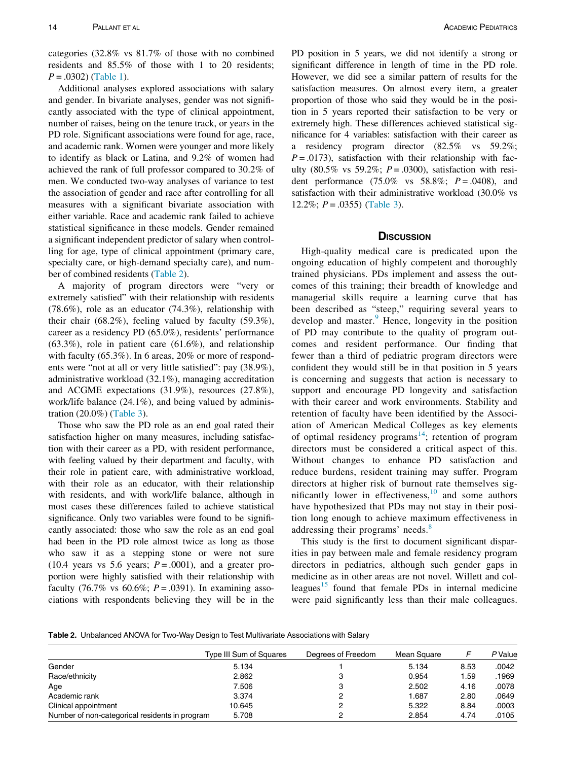categories (32.8% vs 81.7% of those with no combined residents and 85.5% of those with 1 to 20 residents; $P = .0302$) (Table 1).

Additional analyses explored associations with salary and gender. In bivariate analyses, gender was not significantly associated with the type of clinical appointment, number of raises, being on the tenure track, or years in the PD role. Significant associations were found for age, race, and academic rank. Women were younger and more likely to identify as black or Latina, and 9.2% of women had achieved the rank of full professor compared to 30.2% of men. We conducted two-way analyses of variance to test the association of gender and race after controlling for all measures with a significant bivariate association with either variable. Race and academic rank failed to achieve statistical significance in these models. Gender remained a significant independent predictor of salary when controlling for age, type of clinical appointment (primary care, specialty care, or high-demand specialty care), and number of combined residents (Table 2).

A majority of program directors were "very or extremely satisfied" with their relationship with residents (78.6%), role as an educator (74.3%), relationship with their chair (68.2%), feeling valued by faculty (59.3%), career as a residency PD (65.0%), residents' performance (63.3%), role in patient care (61.6%), and relationship with faculty (65.3%). In 6 areas, 20% or more of respondents were "not at all or very little satisfied": pay (38.9%), administrative workload (32.1%), managing accreditation and ACGME expectations (31.9%), resources (27.8%), work/life balance (24.1%), and being valued by administration (20.0%) (Table 3).

Those who saw the PD role as an end goal rated their satisfaction higher on many measures, including satisfaction with their career as a PD, with resident performance, with feeling valued by their department and faculty, with their role in patient care, with administrative workload, with their role as an educator, with their relationship with residents, and with work/life balance, although in most cases these differences failed to achieve statistical significance. Only two variables were found to be significantly associated: those who saw the role as an end goal had been in the PD role almost twice as long as those who saw it as a stepping stone or were not sure (10.4 years vs 5.6 years; $P = .0001$), and a greater proportion were highly satisfied with their relationship with faculty (76.7% vs 60.6%; $P = .0391$). In examining associations with respondents believing they will be in the PD position in 5 years, we did not identify a strong or significant difference in length of time in the PD role. However, we did see a similar pattern of results for the satisfaction measures. On almost every item, a greater proportion of those who said they would be in the position in 5 years reported their satisfaction to be very or extremely high. These differences achieved statistical significance for 4 variables: satisfaction with their career as a residency program director (82.5% vs 59.2%; $P = .0173$), satisfaction with their relationship with faculty (80.5% vs 59.2%; $P = .0300$), satisfaction with resident performance (75.0% vs 58.8%; $P = .0408$), and satisfaction with their administrative workload (30.0% vs 12.2%; $P = .0355$) (Table 3).

## Discussion

High-quality medical care is predicated upon the ongoing education of highly competent and thoroughly trained physicians. PDs implement and assess the outcomes of this training; their breadth of knowledge and managerial skills require a learning curve that has been described as "steep," requiring several years to develop and master.[9] Hence, longevity in the position of PD may contribute to the quality of program outcomes and resident performance. Our finding that fewer than a third of pediatric program directors were confident they would still be in that position in 5 years is concerning and suggests that action is necessary to support and encourage PD longevity and satisfaction with their career and work environments. Stability and retention of faculty have been identified by the Association of American Medical Colleges as key elements of optimal residency programs[14]; retention of program directors must be considered a critical aspect of this. Without changes to enhance PD satisfaction and reduce burdens, resident training may suffer. Program directors at higher risk of burnout rate themselves significantly lower in effectiveness,[10] and some authors have hypothesized that PDs may not stay in their position long enough to achieve maximum effectiveness in addressing their programs' needs.[8]

This study is the first to document significant disparities in pay between male and female residency program directors in pediatrics, although such gender gaps in medicine as in other areas are not novel. Willett and colleagues[15] found that female PDs in internal medicine were paid significantly less than their male colleagues.

**Table 2.** Unbalanced ANOVA for Two-Way Design to Test Multivariate Associations with Salary

| | Type III Sum of Squares | Degrees of Freedom | Mean Square | F | P Value |
|---|---|---|---|---|---|
| Gender | 5.134 | 1 | 5.134 | 8.53 | .0042 |
| Race/ethnicity | 2.862 | 3 | 0.954 | 1.59 | .1969 |
| Age | 7.506 | 3 | 2.502 | 4.16 | .0078 |
| Academic rank | 3.374 | 2 | 1.687 | 2.80 | .0649 |
| Clinical appointment | 10.645 | 2 | 5.322 | 8.84 | .0003 |
| Number of non-categorical residents in program | 5.708 | 2 | 2.854 | 4.74 | .0105 |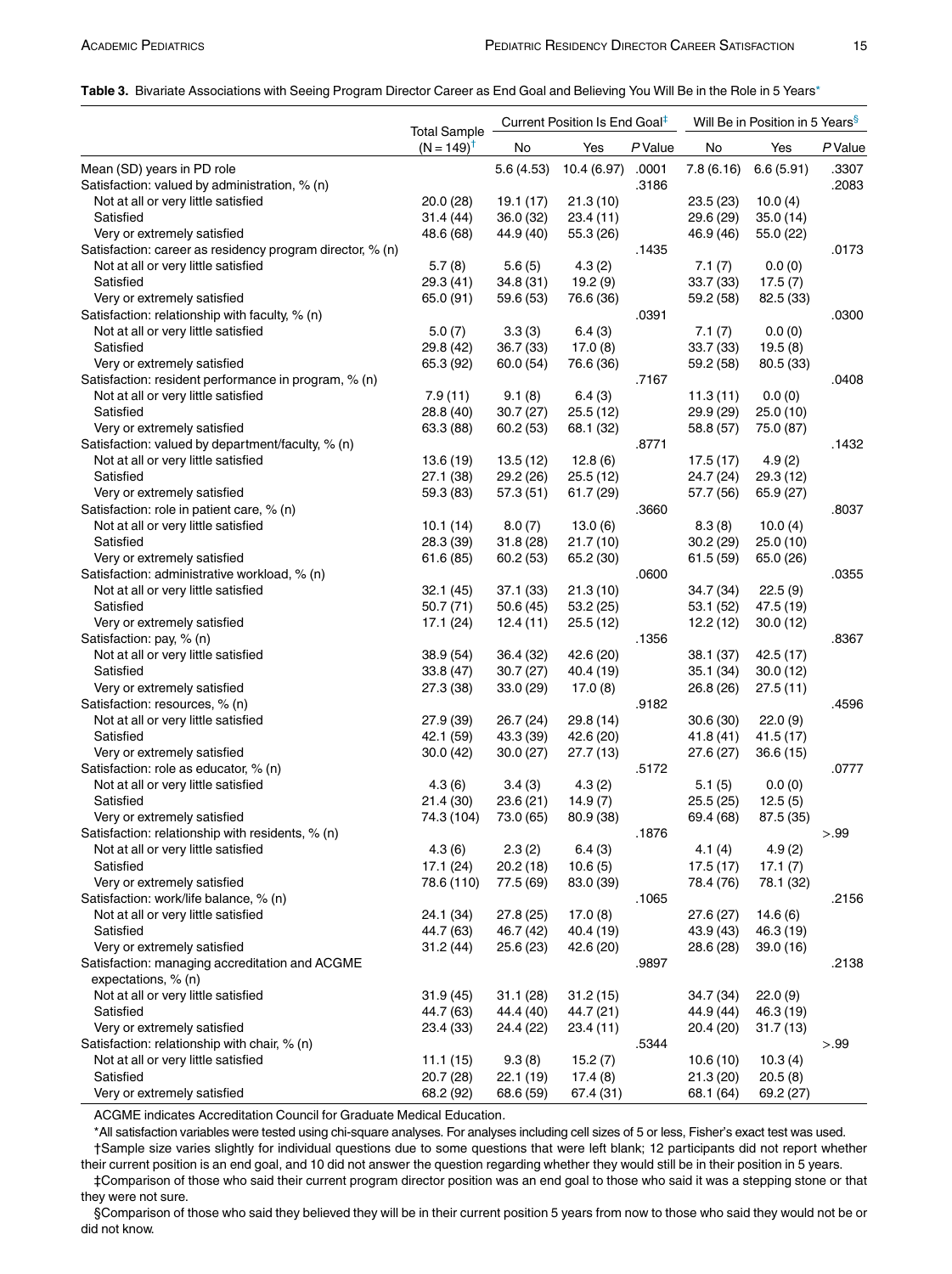**Table 3.** Bivariate Associations with Seeing Program Director Career as End Goal and Believing You Will Be in the Role in 5 Years*

| | Total Sample (N = 149)† | Current Position Is End Goal‡ | | | Will Be in Position in 5 Years§ | | |
|---|---|---|---|---|---|---|---|
| | | No | Yes | P Value | No | Yes | P Value |
| Mean (SD) years in PD role | | 5.6 (4.53) | 10.4 (6.97) | .0001 | 7.8 (6.16) | 6.6 (5.91) | .3307 |
| Satisfaction: valued by administration, % (n) | | | | .3186 | | | .2083 |
| Not at all or very little satisfied | 20.0 (28) | 19.1 (17) | 21.3 (10) | | 23.5 (23) | 10.0 (4) | |
| Satisfied | 31.4 (44) | 36.0 (32) | 23.4 (11) | | 29.6 (29) | 35.0 (14) | |
| Very or extremely satisfied | 48.6 (68) | 44.9 (40) | 55.3 (26) | | 46.9 (46) | 55.0 (22) | |
| Satisfaction: career as residency program director, % (n) | | | | .1435 | | | .0173 |
| Not at all or very little satisfied | 5.7 (8) | 5.6 (5) | 4.3 (2) | | 7.1 (7) | 0.0 (0) | |
| Satisfied | 29.3 (41) | 34.8 (31) | 19.2 (9) | | 33.7 (33) | 17.5 (7) | |
| Very or extremely satisfied | 65.0 (91) | 59.6 (53) | 76.6 (36) | | 59.2 (58) | 82.5 (33) | |
| Satisfaction: relationship with faculty, % (n) | | | | .0391 | | | .0300 |
| Not at all or very little satisfied | 5.0 (7) | 3.3 (3) | 6.4 (3) | | 7.1 (7) | 0.0 (0) | |
| Satisfied | 29.8 (42) | 36.7 (33) | 17.0 (8) | | 33.7 (33) | 19.5 (8) | |
| Very or extremely satisfied | 65.3 (92) | 60.0 (54) | 76.6 (36) | | 59.2 (58) | 80.5 (33) | |
| Satisfaction: resident performance in program, % (n) | | | | .7167 | | | .0408 |
| Not at all or very little satisfied | 7.9 (11) | 9.1 (8) | 6.4 (3) | | 11.3 (11) | 0.0 (0) | |
| Satisfied | 28.8 (40) | 30.7 (27) | 25.5 (12) | | 29.9 (29) | 25.0 (10) | |
| Very or extremely satisfied | 63.3 (88) | 60.2 (53) | 68.1 (32) | | 58.8 (57) | 75.0 (87) | |
| Satisfaction: valued by department/faculty, % (n) | | | | .8771 | | | .1432 |
| Not at all or very little satisfied | 13.6 (19) | 13.5 (12) | 12.8 (6) | | 17.5 (17) | 4.9 (2) | |
| Satisfied | 27.1 (38) | 29.2 (26) | 25.5 (12) | | 24.7 (24) | 29.3 (12) | |
| Very or extremely satisfied | 59.3 (83) | 57.3 (51) | 61.7 (29) | | 57.7 (56) | 65.9 (27) | |
| Satisfaction: role in patient care, % (n) | | | | .3660 | | | .8037 |
| Not at all or very little satisfied | 10.1 (14) | 8.0 (7) | 13.0 (6) | | 8.3 (8) | 10.0 (4) | |
| Satisfied | 28.3 (39) | 31.8 (28) | 21.7 (10) | | 30.2 (29) | 25.0 (10) | |
| Very or extremely satisfied | 61.6 (85) | 60.2 (53) | 65.2 (30) | | 61.5 (59) | 65.0 (26) | |
| Satisfaction: administrative workload, % (n) | | | | .0600 | | | .0355 |
| Not at all or very little satisfied | 32.1 (45) | 37.1 (33) | 21.3 (10) | | 34.7 (34) | 22.5 (9) | |
| Satisfied | 50.7 (71) | 50.6 (45) | 53.2 (25) | | 53.1 (52) | 47.5 (19) | |
| Very or extremely satisfied | 17.1 (24) | 12.4 (11) | 25.5 (12) | | 12.2 (12) | 30.0 (12) | |
| Satisfaction: pay, % (n) | | | | .1356 | | | .8367 |
| Not at all or very little satisfied | 38.9 (54) | 36.4 (32) | 42.6 (20) | | 38.1 (37) | 42.5 (17) | |
| Satisfied | 33.8 (47) | 30.7 (27) | 40.4 (19) | | 35.1 (34) | 30.0 (12) | |
| Very or extremely satisfied | 27.3 (38) | 33.0 (29) | 17.0 (8) | | 26.8 (26) | 27.5 (11) | |
| Satisfaction: resources, % (n) | | | | .9182 | | | .4596 |
| Not at all or very little satisfied | 27.9 (39) | 26.7 (24) | 29.8 (14) | | 30.6 (30) | 22.0 (9) | |
| Satisfied | 42.1 (59) | 43.3 (39) | 42.6 (20) | | 41.8 (41) | 41.5 (17) | |
| Very or extremely satisfied | 30.0 (42) | 30.0 (27) | 27.7 (13) | | 27.6 (27) | 36.6 (15) | |
| Satisfaction: role as educator, % (n) | | | | .5172 | | | .0777 |
| Not at all or very little satisfied | 4.3 (6) | 3.4 (3) | 4.3 (2) | | 5.1 (5) | 0.0 (0) | |
| Satisfied | 21.4 (30) | 23.6 (21) | 14.9 (7) | | 25.5 (25) | 12.5 (5) | |
| Very or extremely satisfied | 74.3 (104) | 73.0 (65) | 80.9 (38) | | 69.4 (68) | 87.5 (35) | |
| Satisfaction: relationship with residents, % (n) | | | | .1876 | | | >.99 |
| Not at all or very little satisfied | 4.3 (6) | 2.3 (2) | 6.4 (3) | | 4.1 (4) | 4.9 (2) | |
| Satisfied | 17.1 (24) | 20.2 (18) | 10.6 (5) | | 17.5 (17) | 17.1 (7) | |
| Very or extremely satisfied | 78.6 (110) | 77.5 (69) | 83.0 (39) | | 78.4 (76) | 78.1 (32) | |
| Satisfaction: work/life balance, % (n) | | | | .1065 | | | .2156 |
| Not at all or very little satisfied | 24.1 (34) | 27.8 (25) | 17.0 (8) | | 27.6 (27) | 14.6 (6) | |
| Satisfied | 44.7 (63) | 46.7 (42) | 40.4 (19) | | 43.9 (43) | 46.3 (19) | |
| Very or extremely satisfied | 31.2 (44) | 25.6 (23) | 42.6 (20) | | 28.6 (28) | 39.0 (16) | |
| Satisfaction: managing accreditation and ACGME expectations, % (n) | | | | .9897 | | | .2138 |
| Not at all or very little satisfied | 31.9 (45) | 31.1 (28) | 31.2 (15) | | 34.7 (34) | 22.0 (9) | |
| Satisfied | 44.7 (63) | 44.4 (40) | 44.7 (21) | | 44.9 (44) | 46.3 (19) | |
| Very or extremely satisfied | 23.4 (33) | 24.4 (22) | 23.4 (11) | | 20.4 (20) | 31.7 (13) | |
| Satisfaction: relationship with chair, % (n) | | | | .5344 | | | >.99 |
| Not at all or very little satisfied | 11.1 (15) | 9.3 (8) | 15.2 (7) | | 10.6 (10) | 10.3 (4) | |
| Satisfied | 20.7 (28) | 22.1 (19) | 17.4 (8) | | 21.3 (20) | 20.5 (8) | |
| Very or extremely satisfied | 68.2 (92) | 68.6 (59) | 67.4 (31) | | 68.1 (64) | 69.2 (27) | |

ACGME indicates Accreditation Council for Graduate Medical Education.

*All satisfaction variables were tested using chi-square analyses. For analyses including cell sizes of 5 or less, Fisher's exact test was used.

†Sample size varies slightly for individual questions due to some questions that were left blank; 12 participants did not report whether their current position is an end goal, and 10 did not answer the question regarding whether they would still be in their position in 5 years.

‡Comparison of those who said their current program director position was an end goal to those who said it was a stepping stone or that they were not sure.

§Comparison of those who said they believed they will be in their current position 5 years from now to those who said they would not be or did not know.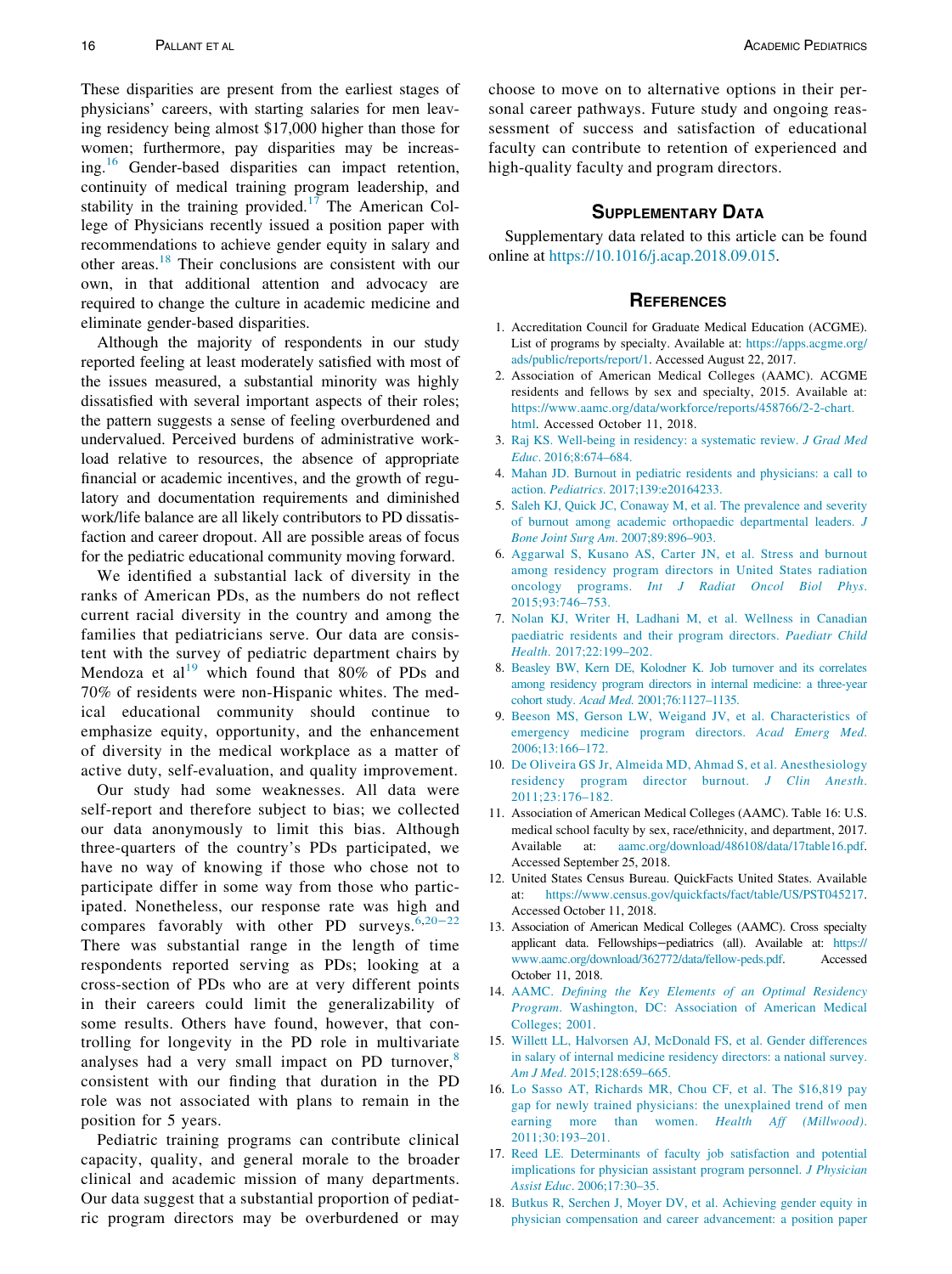These disparities are present from the earliest stages of physicians' careers, with starting salaries for men leaving residency being almost $17,000 higher than those for women; furthermore, pay disparities may be increasing.[16] Gender-based disparities can impact retention, continuity of medical training program leadership, and stability in the training provided.[17] The American College of Physicians recently issued a position paper with recommendations to achieve gender equity in salary and other areas.[18] Their conclusions are consistent with our own, in that additional attention and advocacy are required to change the culture in academic medicine and eliminate gender-based disparities.

Although the majority of respondents in our study reported feeling at least moderately satisfied with most of the issues measured, a substantial minority was highly dissatisfied with several important aspects of their roles; the pattern suggests a sense of feeling overburdened and undervalued. Perceived burdens of administrative workload relative to resources, the absence of appropriate financial or academic incentives, and the growth of regulatory and documentation requirements and diminished work/life balance are all likely contributors to PD dissatisfaction and career dropout. All are possible areas of focus for the pediatric educational community moving forward.

We identified a substantial lack of diversity in the ranks of American PDs, as the numbers do not reflect current racial diversity in the country and among the families that pediatricians serve. Our data are consistent with the survey of pediatric department chairs by Mendoza et al[19] which found that 80% of PDs and 70% of residents were non-Hispanic whites. The medical educational community should continue to emphasize equity, opportunity, and the enhancement of diversity in the medical workplace as a matter of active duty, self-evaluation, and quality improvement.

Our study had some weaknesses. All data were self-report and therefore subject to bias; we collected our data anonymously to limit this bias. Although three-quarters of the country's PDs participated, we have no way of knowing if those who chose not to participate differ in some way from those who participated. Nonetheless, our response rate was high and compares favorably with other PD surveys.[6,20–22] There was substantial range in the length of time respondents reported serving as PDs; looking at a cross-section of PDs who are at very different points in their careers could limit the generalizability of some results. Others have found, however, that controlling for longevity in the PD role in multivariate analyses had a very small impact on PD turnover,[8] consistent with our finding that duration in the PD role was not associated with plans to remain in the position for 5 years.

Pediatric training programs can contribute clinical capacity, quality, and general morale to the broader clinical and academic mission of many departments. Our data suggest that a substantial proportion of pediatric program directors may be overburdened or may choose to move on to alternative options in their personal career pathways. Future study and ongoing reassessment of success and satisfaction of educational faculty can contribute to retention of experienced and high-quality faculty and program directors.

## Supplementary Data

Supplementary data related to this article can be found online at https://10.1016/j.acap.2018.09.015.

## References

1. Accreditation Council for Graduate Medical Education (ACGME). List of programs by specialty. Available at: https://apps.acgme.org/ads/public/reports/report/1. Accessed August 22, 2017.
2. Association of American Medical Colleges (AAMC). ACGME residents and fellows by sex and specialty, 2015. Available at: https://www.aamc.org/data/workforce/reports/458766/2-2-chart.html. Accessed October 11, 2018.
3. Raj KS. Well-being in residency: a systematic review. *J Grad Med Educ*. 2016;8:674–684.
4. Mahan JD. Burnout in pediatric residents and physicians: a call to action. *Pediatrics*. 2017;139:e20164233.
5. Saleh KJ, Quick JC, Conaway M, et al. The prevalence and severity of burnout among academic orthopaedic departmental leaders. *J Bone Joint Surg Am*. 2007;89:896–903.
6. Aggarwal S, Kusano AS, Carter JN, et al. Stress and burnout among residency program directors in United States radiation oncology programs. *Int J Radiat Oncol Biol Phys*. 2015;93:746–753.
7. Nolan KJ, Writer H, Ladhani M, et al. Wellness in Canadian paediatric residents and their program directors. *Paediatr Child Health*. 2017;22:199–202.
8. Beasley BW, Kern DE, Kolodner K. Job turnover and its correlates among residency program directors in internal medicine: a three-year cohort study. *Acad Med*. 2001;76:1127–1135.
9. Beeson MS, Gerson LW, Weigand JV, et al. Characteristics of emergency medicine program directors. *Acad Emerg Med*. 2006;13:166–172.
10. De Oliveira GS Jr, Almeida MD, Ahmad S, et al. Anesthesiology residency program director burnout. *J Clin Anesth*. 2011;23:176–182.
11. Association of American Medical Colleges (AAMC). Table 16: U.S. medical school faculty by sex, race/ethnicity, and department, 2017. Available at: aamc.org/download/486108/data/17table16.pdf. Accessed September 25, 2018.
12. United States Census Bureau. QuickFacts United States. Available at: https://www.census.gov/quickfacts/fact/table/US/PST045217. Accessed October 11, 2018.
13. Association of American Medical Colleges (AAMC). Cross specialty applicant data. Fellowships–pediatrics (all). Available at: https://www.aamc.org/download/362772/data/fellow-peds.pdf. Accessed October 11, 2018.
14. AAMC. *Defining the Key Elements of an Optimal Residency Program*. Washington, DC: Association of American Medical Colleges; 2001.
15. Willett LL, Halvorsen AJ, McDonald FS, et al. Gender differences in salary of internal medicine residency directors: a national survey. *Am J Med*. 2015;128:659–665.
16. Lo Sasso AT, Richards MR, Chou CF, et al. The $16,819 pay gap for newly trained physicians: the unexplained trend of men earning more than women. *Health Aff (Millwood)*. 2011;30:193–201.
17. Reed LE. Determinants of faculty job satisfaction and potential implications for physician assistant program personnel. *J Physician Assist Educ*. 2006;17:30–35.
18. Butkus R, Serchen J, Moyer DV, et al. Achieving gender equity in physician compensation and career advancement: a position paper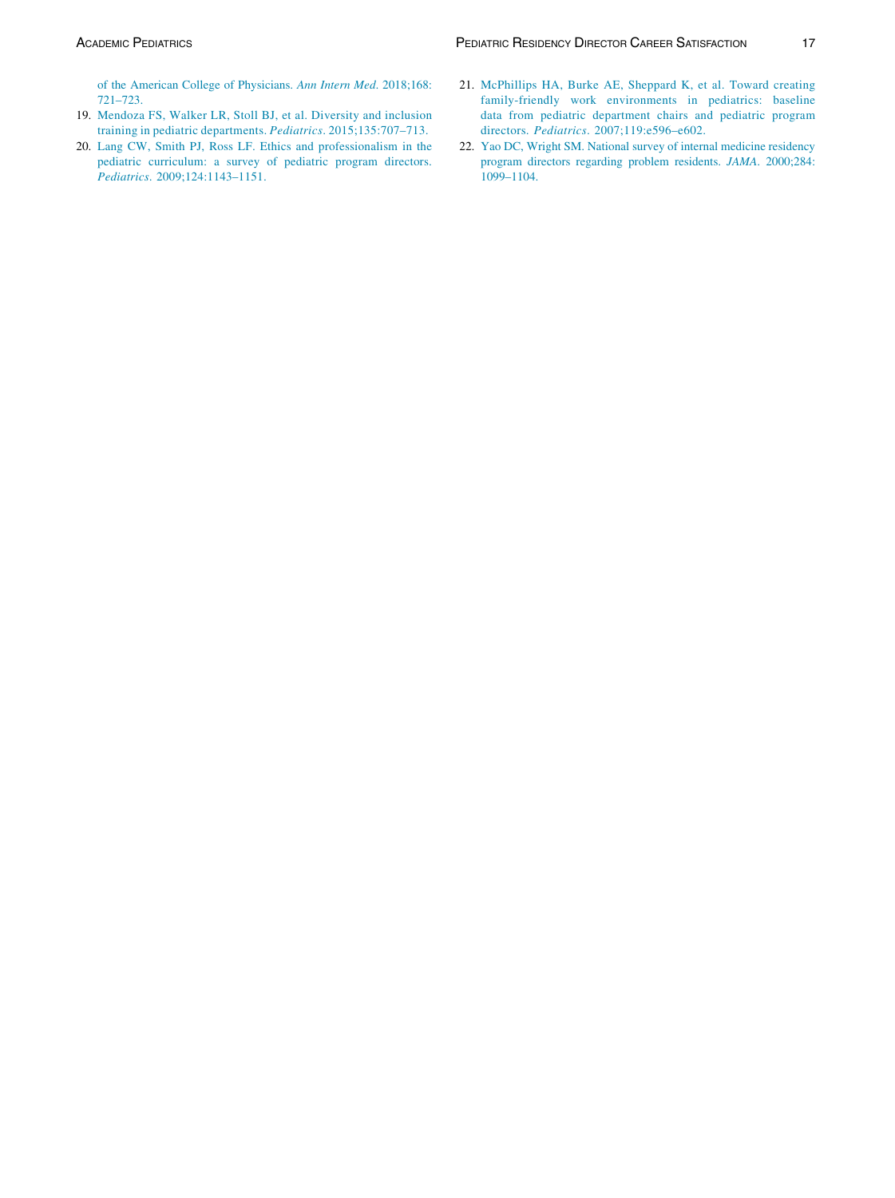of the American College of Physicians. *Ann Intern Med*. 2018;168: 721–723.

19. Mendoza FS, Walker LR, Stoll BJ, et al. Diversity and inclusion training in pediatric departments. *Pediatrics*. 2015;135:707–713.
20. Lang CW, Smith PJ, Ross LF. Ethics and professionalism in the pediatric curriculum: a survey of pediatric program directors. *Pediatrics*. 2009;124:1143–1151.
21. McPhillips HA, Burke AE, Sheppard K, et al. Toward creating family-friendly work environments in pediatrics: baseline data from pediatric department chairs and pediatric program directors. *Pediatrics*. 2007;119:e596–e602.
22. Yao DC, Wright SM. National survey of internal medicine residency program directors regarding problem residents. *JAMA*. 2000;284: 1099–1104.